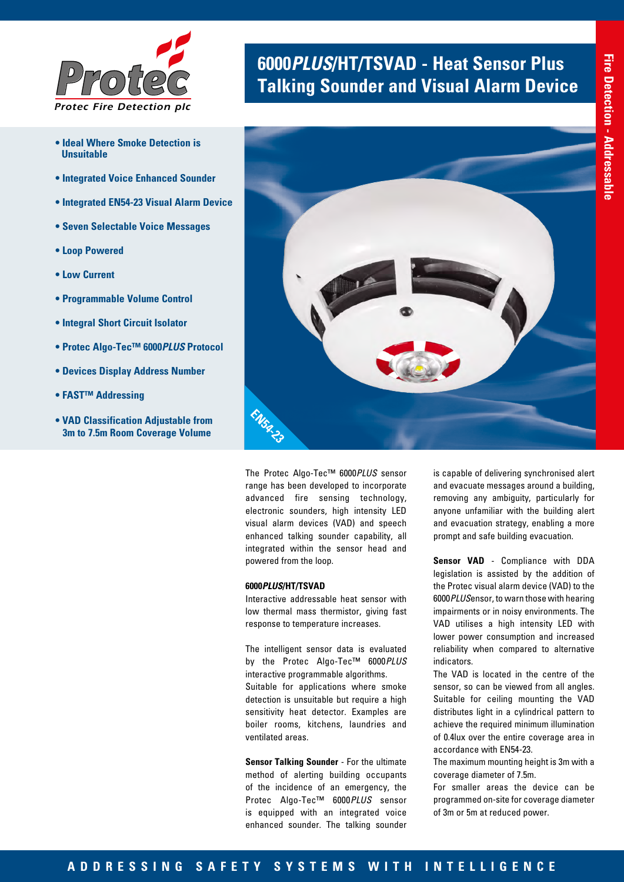Protec Fire Detection plc

# 6000*PLUS*/HT/TSVAD - Heat Sensor Plus Talking Sounder and Visual Alarm Device

Fire Detection - Addressable

- **Ideal Where Smoke Detection is Unsuitable**
- **Integrated Voice Enhanced Sounder**
- **Integrated EN54-23 Visual Alarm Device**
- **Seven Selectable Voice Messages**
- **Loop Powered**
- **Low Current**
- **Programmable Volume Control**
- **Integral Short Circuit Isolator**
- **Protec Algo-Tec™ 6000*PLUS* Protocol**
- **Devices Display Address Number**
- **FAST™ Addressing**
- **VAD Classification Adjustable from 3m to 7.5m Room Coverage Volume**

EN54-23

The Protec Algo-Tec™ 6000*PLUS* sensor range has been developed to incorporate advanced fire sensing technology, electronic sounders, high intensity LED visual alarm devices (VAD) and speech enhanced talking sounder capability, all integrated within the sensor head and powered from the loop.

**6000*PLUS*/HT/TSVAD**

Interactive addressable heat sensor with low thermal mass thermistor, giving fast response to temperature increases.

The intelligent sensor data is evaluated by the Protec Algo-Tec™ 6000*PLUS* interactive programmable algorithms.
Suitable for applications where smoke detection is unsuitable but require a high sensitivity heat detector. Examples are boiler rooms, kitchens, laundries and ventilated areas.

**Sensor Talking Sounder** - For the ultimate method of alerting building occupants of the incidence of an emergency, the Protec Algo-Tec™ 6000*PLUS* sensor is equipped with an integrated voice enhanced sounder. The talking sounder is capable of delivering synchronised alert and evacuate messages around a building, removing any ambiguity, particularly for anyone unfamiliar with the building alert and evacuation strategy, enabling a more prompt and safe building evacuation.

**Sensor VAD** - Compliance with DDA legislation is assisted by the addition of the Protec visual alarm device (VAD) to the 6000*PLUS*ensor, to warn those with hearing impairments or in noisy environments. The VAD utilises a high intensity LED with lower power consumption and increased reliability when compared to alternative indicators.
The VAD is located in the centre of the sensor, so can be viewed from all angles. Suitable for ceiling mounting the VAD distributes light in a cylindrical pattern to achieve the required minimum illumination of 0.4lux over the entire coverage area in accordance with EN54-23.
The maximum mounting height is 3m with a coverage diameter of 7.5m.
For smaller areas the device can be programmed on-site for coverage diameter of 3m or 5m at reduced power.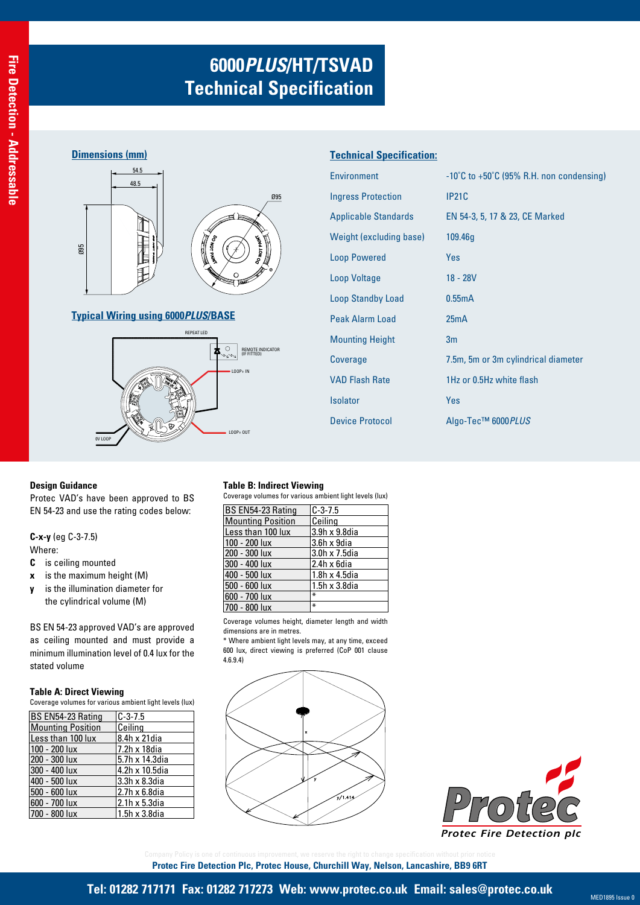# 6000*PLUS*/HT/TSVAD Technical Specification

## Dimensions (mm)

54.5
48.5
Ø95
Ø95

## Typical Wiring using 6000*PLUS*/BASE

REPEAT LED
REMOTE INDICATOR (IF FITTED)
LOOP+ IN
LOOP+ OUT
0V LOOP

## Technical Specification:

| | |
|---|---|
| Environment | -10˚C to +50˚C (95% R.H. non condensing) |
| Ingress Protection | IP21C |
| Applicable Standards | EN 54-3, 5, 17 & 23, CE Marked |
| Weight (excluding base) | 109.46g |
| Loop Powered | Yes |
| Loop Voltage | 18 - 28V |
| Loop Standby Load | 0.55mA |
| Peak Alarm Load | 25mA |
| Mounting Height | 3m |
| Coverage | 7.5m, 5m or 3m cylindrical diameter |
| VAD Flash Rate | 1Hz or 0.5Hz white flash |
| Isolator | Yes |
| Device Protocol | Algo-Tec™ 6000*PLUS* |

### Design Guidance

Protec VAD's have been approved to BS EN 54-23 and use the rating codes below:

**C-x-y** (eg C-3-7.5)

Where:

- **C** is ceiling mounted
- **x** is the maximum height (M)
- **y** is the illumination diameter for the cylindrical volume (M)

BS EN 54-23 approved VAD's are approved as ceiling mounted and must provide a minimum illumination level of 0.4 lux for the stated volume

### Table A: Direct Viewing

Coverage volumes for various ambient light levels (lux)

| BS EN54-23 Rating | C-3-7.5 |
|---|---|
| Mounting Position | Ceiling |
| Less than 100 lux | 8.4h x 21dia |
| 100 - 200 lux | 7.2h x 18dia |
| 200 - 300 lux | 5.7h x 14.3dia |
| 300 - 400 lux | 4.2h x 10.5dia |
| 400 - 500 lux | 3.3h x 8.3dia |
| 500 - 600 lux | 2.7h x 6.8dia |
| 600 - 700 lux | 2.1h x 5.3dia |
| 700 - 800 lux | 1.5h x 3.8dia |

### Table B: Indirect Viewing

Coverage volumes for various ambient light levels (lux)

| BS EN54-23 Rating | C-3-7.5 |
|---|---|
| Mounting Position | Ceiling |
| Less than 100 lux | 3.9h x 9.8dia |
| 100 - 200 lux | 3.6h x 9dia |
| 200 - 300 lux | 3.0h x 7.5dia |
| 300 - 400 lux | 2.4h x 6dia |
| 400 - 500 lux | 1.8h x 4.5dia |
| 500 - 600 lux | 1.5h x 3.8dia |
| 600 - 700 lux | * |
| 700 - 800 lux | * |

Coverage volumes height, diameter length and width dimensions are in metres.

* Where ambient light levels may, at any time, exceed 600 lux, direct viewing is preferred (CoP 001 clause 4.6.9.4)

x
y
y/1.414

Protec Fire Detection plc

Company Policy is one of continuous improvement, we reserve the right to change specification without prior notice

**Protec Fire Detection Plc, Protec House, Churchill Way, Nelson, Lancashire, BB9 6RT**

**Tel: 01282 717171 Fax: 01282 717273 Web: www.protec.co.uk Email: sales@protec.co.uk**

MED1895 Issue 0